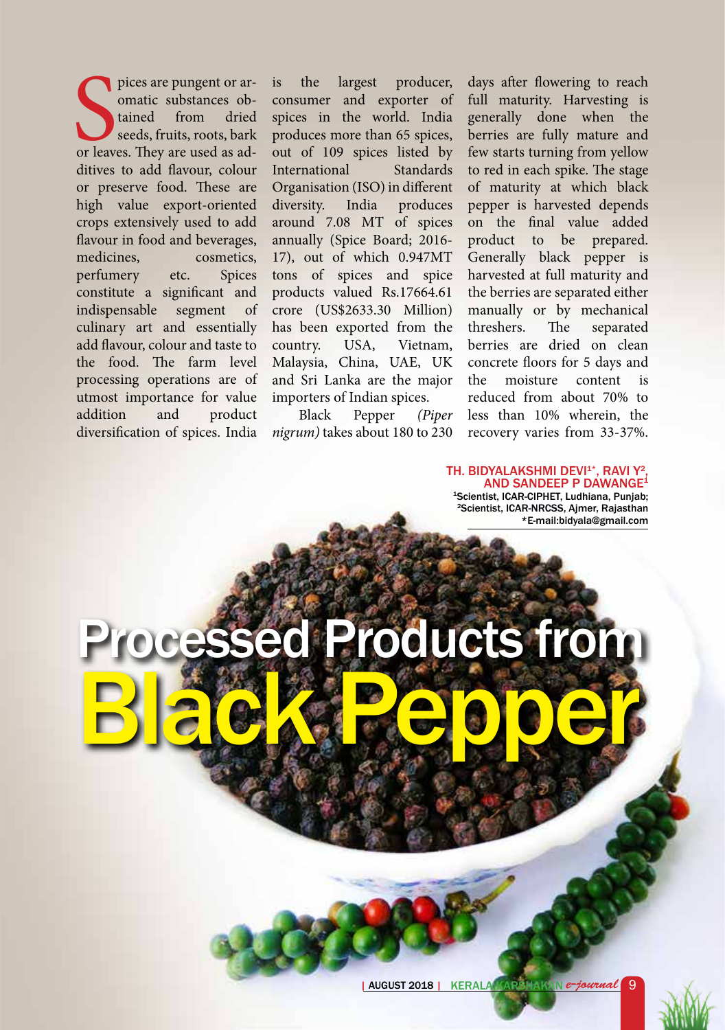# Processed Products from Black Pepper

**TH. BIDYALAKSHMI DEVI[1*], RAVI Y[2], AND SANDEEP P DAWANGE[1]**

[1]Scientist, ICAR-CIPHET, Ludhiana, Punjab;
[2]Scientist, ICAR-NRCSS, Ajmer, Rajasthan
*E-mail:bidyala@gmail.com

Spices are pungent or aromatic substances obtained from dried seeds, fruits, roots, bark or leaves. They are used as additives to add flavour, colour or preserve food. These are high value export-oriented crops extensively used to add flavour in food and beverages, medicines, cosmetics, perfumery etc. Spices constitute a significant and indispensable segment of culinary art and essentially add flavour, colour and taste to the food. The farm level processing operations are of utmost importance for value addition and product diversification of spices. India is the largest producer, consumer and exporter of spices in the world. India produces more than 65 spices, out of 109 spices listed by International Standards Organisation (ISO) in different diversity. India produces around 7.08 MT of spices annually (Spice Board; 2016-17), out of which 0.947MT tons of spices and spice products valued Rs.17664.61 crore (US$2633.30 Million) has been exported from the country. USA, Vietnam, Malaysia, China, UAE, UK and Sri Lanka are the major importers of Indian spices.

Black Pepper *(Piper nigrum)* takes about 180 to 230 days after flowering to reach full maturity. Harvesting is generally done when the berries are fully mature and few starts turning from yellow to red in each spike. The stage of maturity at which black pepper is harvested depends on the final value added product to be prepared. Generally black pepper is harvested at full maturity and the berries are separated either manually or by mechanical threshers. The separated berries are dried on clean concrete floors for 5 days and the moisture content is reduced from about 70% to less than 10% wherein, the recovery varies from 33-37%.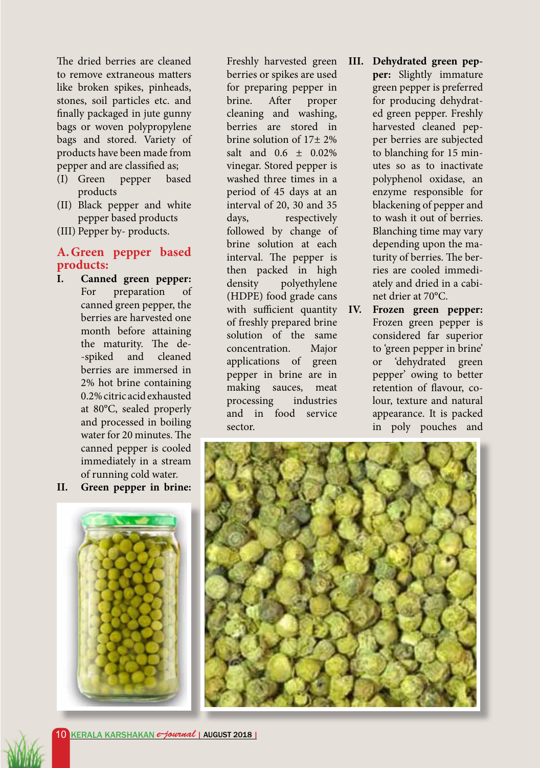The dried berries are cleaned to remove extraneous matters like broken spikes, pinheads, stones, soil particles etc. and finally packaged in jute gunny bags or woven polypropylene bags and stored. Variety of products have been made from pepper and are classified as;

(I) Green pepper based products
(II) Black pepper and white pepper based products
(III) Pepper by- products.

## A. Green pepper based products:

**I. Canned green pepper:** For preparation of canned green pepper, the berries are harvested one month before attaining the maturity. The de-spiked and cleaned berries are immersed in 2% hot brine containing 0.2% citric acid exhausted at 80°C, sealed properly and processed in boiling water for 20 minutes. The canned pepper is cooled immediately in a stream of running cold water.

**II. Green pepper in brine:** Freshly harvested green berries or spikes are used for preparing pepper in brine. After proper cleaning and washing, berries are stored in brine solution of 17± 2% salt and 0.6 ± 0.02% vinegar. Stored pepper is washed three times in a period of 45 days at an interval of 20, 30 and 35 days, respectively followed by change of brine solution at each interval. The pepper is then packed in high density polyethylene (HDPE) food grade cans with sufficient quantity of freshly prepared brine solution of the same concentration. Major applications of green pepper in brine are in making sauces, meat processing industries and in food service sector.

**III. Dehydrated green pepper:** Slightly immature green pepper is preferred for producing dehydrated green pepper. Freshly harvested cleaned pepper berries are subjected to blanching for 15 minutes so as to inactivate polyphenol oxidase, an enzyme responsible for blackening of pepper and to wash it out of berries. Blanching time may vary depending upon the maturity of berries. The berries are cooled immediately and dried in a cabinet drier at 70°C.

**IV. Frozen green pepper:** Frozen green pepper is considered far superior to 'green pepper in brine' or 'dehydrated green pepper' owing to better retention of flavour, colour, texture and natural appearance. It is packed in poly pouches and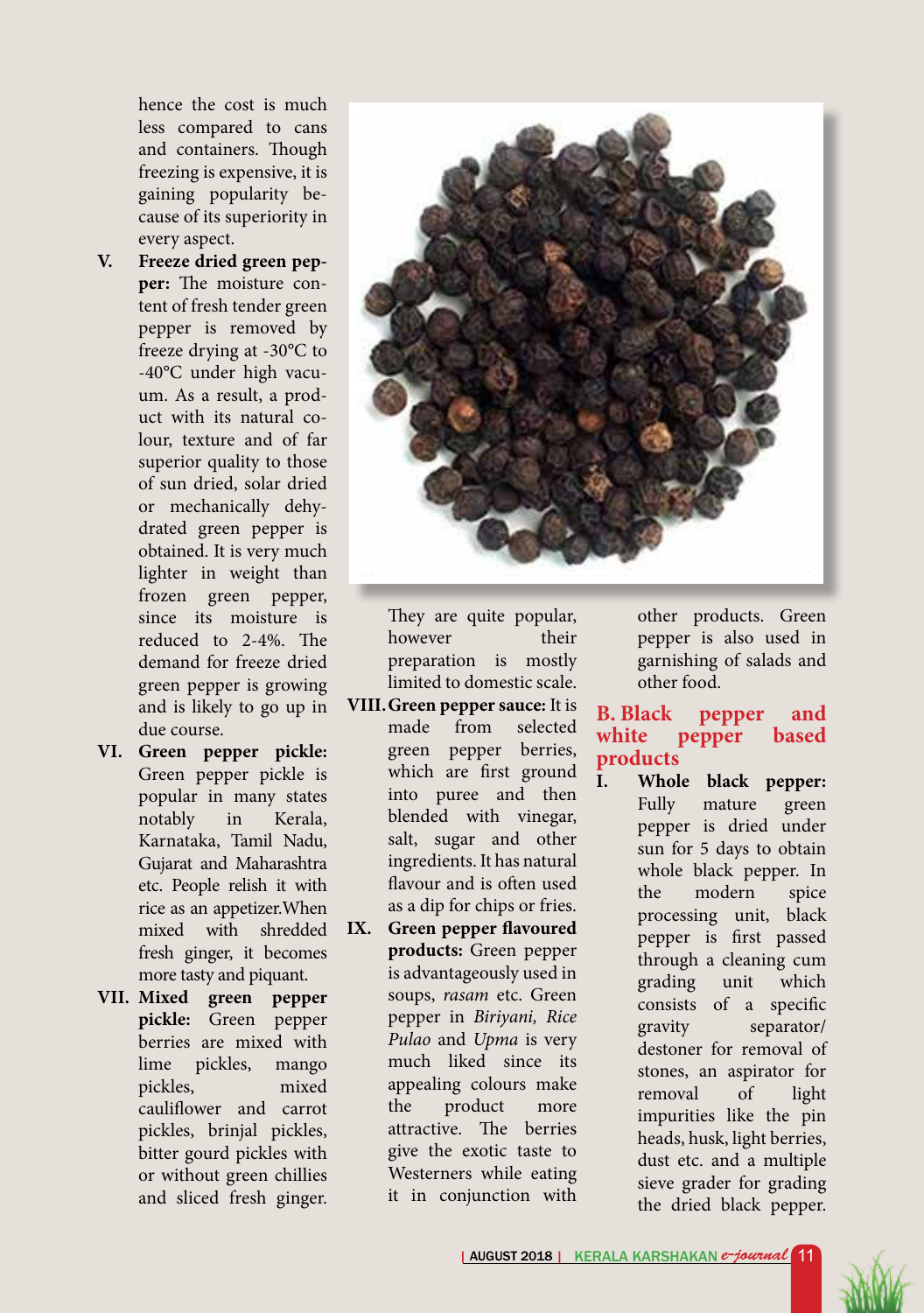hence the cost is much less compared to cans and containers. Though freezing is expensive, it is gaining popularity because of its superiority in every aspect.

V. **Freeze dried green pepper:** The moisture content of fresh tender green pepper is removed by freeze drying at -30°C to -40°C under high vacuum. As a result, a product with its natural colour, texture and of far superior quality to those of sun dried, solar dried or mechanically dehydrated green pepper is obtained. It is very much lighter in weight than frozen green pepper, since its moisture is reduced to 2-4%. The demand for freeze dried green pepper is growing and is likely to go up in due course.

VI. **Green pepper pickle:** Green pepper pickle is popular in many states notably in Kerala, Karnataka, Tamil Nadu, Gujarat and Maharashtra etc. People relish it with rice as an appetizer.When mixed with shredded fresh ginger, it becomes more tasty and piquant.

VII. **Mixed green pepper pickle:** Green pepper berries are mixed with lime pickles, mango pickles, mixed cauliflower and carrot pickles, brinjal pickles, bitter gourd pickles with or without green chillies and sliced fresh ginger. They are quite popular, however their preparation is mostly limited to domestic scale.

VIII. **Green pepper sauce:** It is made from selected green pepper berries, which are first ground into puree and then blended with vinegar, salt, sugar and other ingredients. It has natural flavour and is often used as a dip for chips or fries.

IX. **Green pepper flavoured products:** Green pepper is advantageously used in soups, *rasam* etc. Green pepper in *Biriyani, Rice Pulao* and *Upma* is very much liked since its appealing colours make the product more attractive. The berries give the exotic taste to Westerners while eating it in conjunction with other products. Green pepper is also used in garnishing of salads and other food.

## B. Black pepper and white pepper based products

I. **Whole black pepper:** Fully mature green pepper is dried under sun for 5 days to obtain whole black pepper. In the modern spice processing unit, black pepper is first passed through a cleaning cum grading unit which consists of a specific gravity separator/ destoner for removal of stones, an aspirator for removal of light impurities like the pin heads, husk, light berries, dust etc. and a multiple sieve grader for grading the dried black pepper.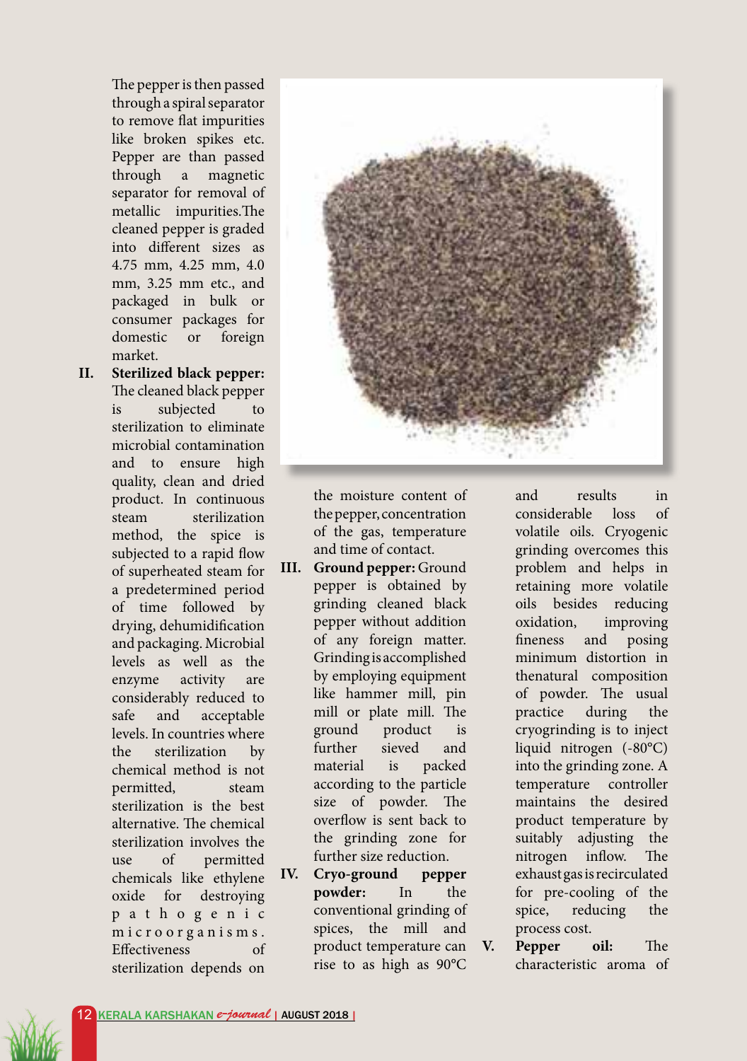The pepper is then passed through a spiral separator to remove flat impurities like broken spikes etc. Pepper are than passed through a magnetic separator for removal of metallic impurities.The cleaned pepper is graded into different sizes as 4.75 mm, 4.25 mm, 4.0 mm, 3.25 mm etc., and packaged in bulk or consumer packages for domestic or foreign market.

**II. Sterilized black pepper:** The cleaned black pepper is subjected to sterilization to eliminate microbial contamination and to ensure high quality, clean and dried product. In continuous steam sterilization method, the spice is subjected to a rapid flow of superheated steam for a predetermined period of time followed by drying, dehumidification and packaging. Microbial levels as well as the enzyme activity are considerably reduced to safe and acceptable levels. In countries where the sterilization by chemical method is not permitted, steam sterilization is the best alternative. The chemical sterilization involves the use of permitted chemicals like ethylene oxide for destroying pathogenic microorganisms. Effectiveness of sterilization depends on the moisture content of the pepper, concentration of the gas, temperature and time of contact.

**III. Ground pepper:** Ground pepper is obtained by grinding cleaned black pepper without addition of any foreign matter. Grinding is accomplished by employing equipment like hammer mill, pin mill or plate mill. The ground product is further sieved and material is packed according to the particle size of powder. The overflow is sent back to the grinding zone for further size reduction.

**IV. Cryo-ground pepper powder:** In the conventional grinding of spices, the mill and product temperature can rise to as high as 90°C and results in considerable loss of volatile oils. Cryogenic grinding overcomes this problem and helps in retaining more volatile oils besides reducing oxidation, improving fineness and posing minimum distortion in thenatural composition of powder. The usual practice during the cryogrinding is to inject liquid nitrogen (-80°C) into the grinding zone. A temperature controller maintains the desired product temperature by suitably adjusting the nitrogen inflow. The exhaust gas is recirculated for pre-cooling of the spice, reducing the process cost.

**V. Pepper oil:** The characteristic aroma of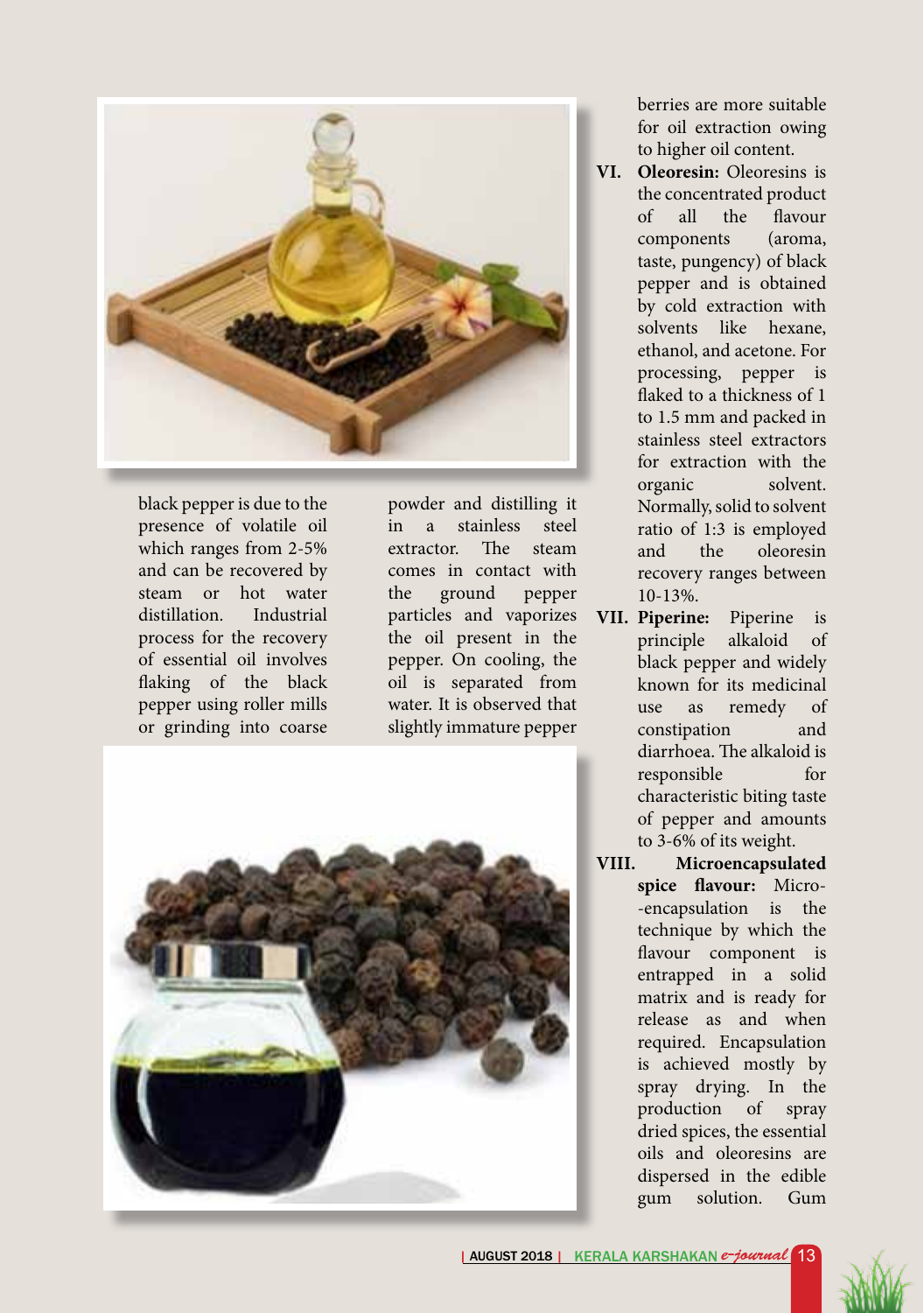black pepper is due to the presence of volatile oil which ranges from 2-5% and can be recovered by steam or hot water distillation. Industrial process for the recovery of essential oil involves flaking of the black pepper using roller mills or grinding into coarse powder and distilling it in a stainless steel extractor. The steam comes in contact with the ground pepper particles and vaporizes the oil present in the pepper. On cooling, the oil is separated from water. It is observed that slightly immature pepper berries are more suitable for oil extraction owing to higher oil content.

VI. **Oleoresin:** Oleoresins is the concentrated product of all the flavour components (aroma, taste, pungency) of black pepper and is obtained by cold extraction with solvents like hexane, ethanol, and acetone. For processing, pepper is flaked to a thickness of 1 to 1.5 mm and packed in stainless steel extractors for extraction with the organic solvent. Normally, solid to solvent ratio of 1:3 is employed and the oleoresin recovery ranges between 10-13%.

VII. **Piperine:** Piperine is principle alkaloid of black pepper and widely known for its medicinal use as remedy of constipation and diarrhoea. The alkaloid is responsible for characteristic biting taste of pepper and amounts to 3-6% of its weight.

VIII. **Microencapsulated spice flavour:** Micro--encapsulation is the technique by which the flavour component is entrapped in a solid matrix and is ready for release as and when required. Encapsulation is achieved mostly by spray drying. In the production of spray dried spices, the essential oils and oleoresins are dispersed in the edible gum solution. Gum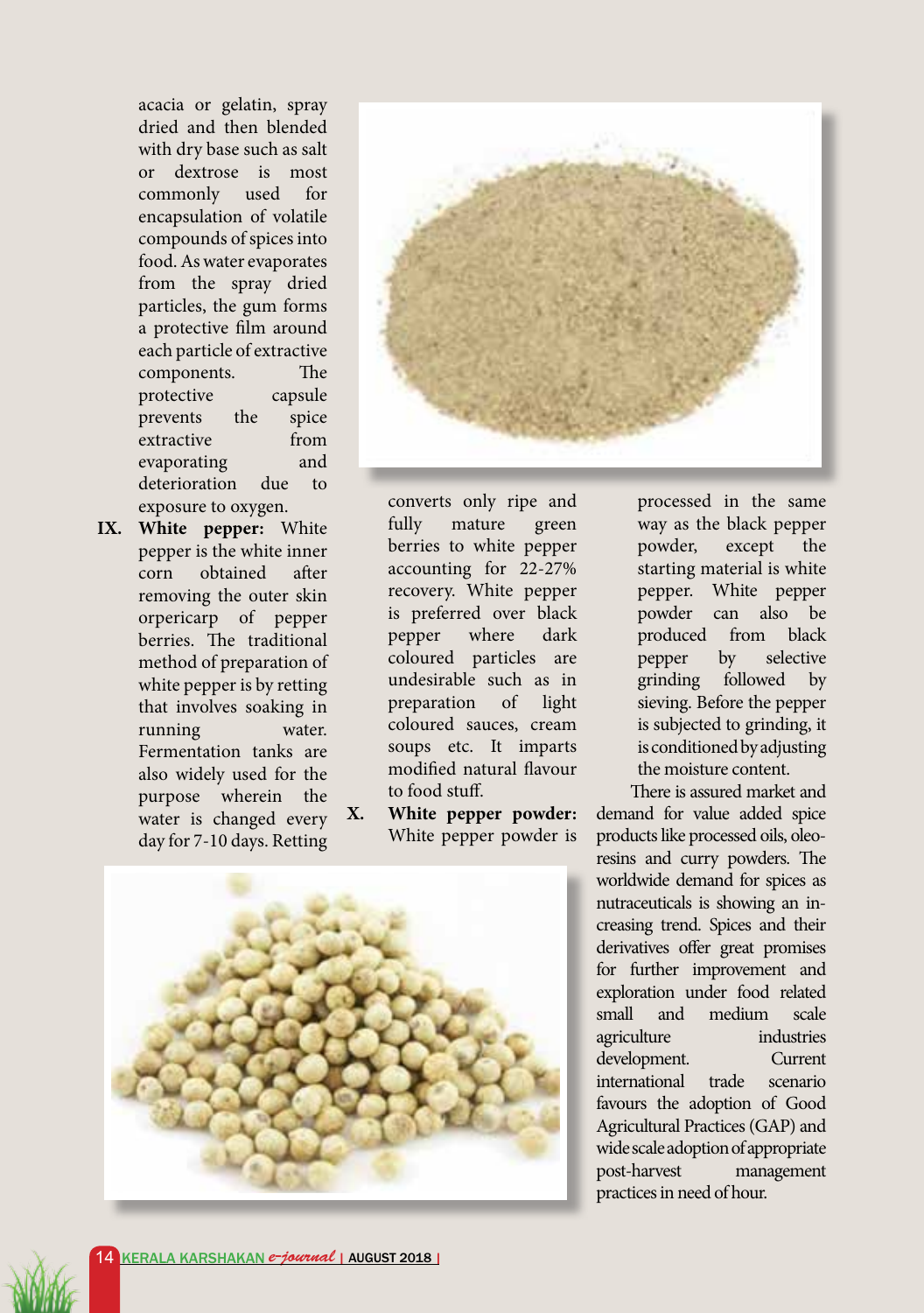acacia or gelatin, spray dried and then blended with dry base such as salt or dextrose is most commonly used for encapsulation of volatile compounds of spices into food. As water evaporates from the spray dried particles, the gum forms a protective film around each particle of extractive components. The protective capsule prevents the spice extractive from evaporating and deterioration due to exposure to oxygen.

**IX. White pepper:** White pepper is the white inner corn obtained after removing the outer skin orpericarp of pepper berries. The traditional method of preparation of white pepper is by retting that involves soaking in running water. Fermentation tanks are also widely used for the purpose wherein the water is changed every day for 7-10 days. Retting converts only ripe and fully mature green berries to white pepper accounting for 22-27% recovery. White pepper is preferred over black pepper where dark coloured particles are undesirable such as in preparation of light coloured sauces, cream soups etc. It imparts modified natural flavour to food stuff.

**X. White pepper powder:** White pepper powder is processed in the same way as the black pepper powder, except the starting material is white pepper. White pepper powder can also be produced from black pepper by selective grinding followed by sieving. Before the pepper is subjected to grinding, it is conditioned by adjusting the moisture content.

There is assured market and demand for value added spice products like processed oils, oleoresins and curry powders. The worldwide demand for spices as nutraceuticals is showing an increasing trend. Spices and their derivatives offer great promises for further improvement and exploration under food related small and medium scale agriculture industries development. Current international trade scenario favours the adoption of Good Agricultural Practices (GAP) and wide scale adoption of appropriate post-harvest management practices in need of hour.